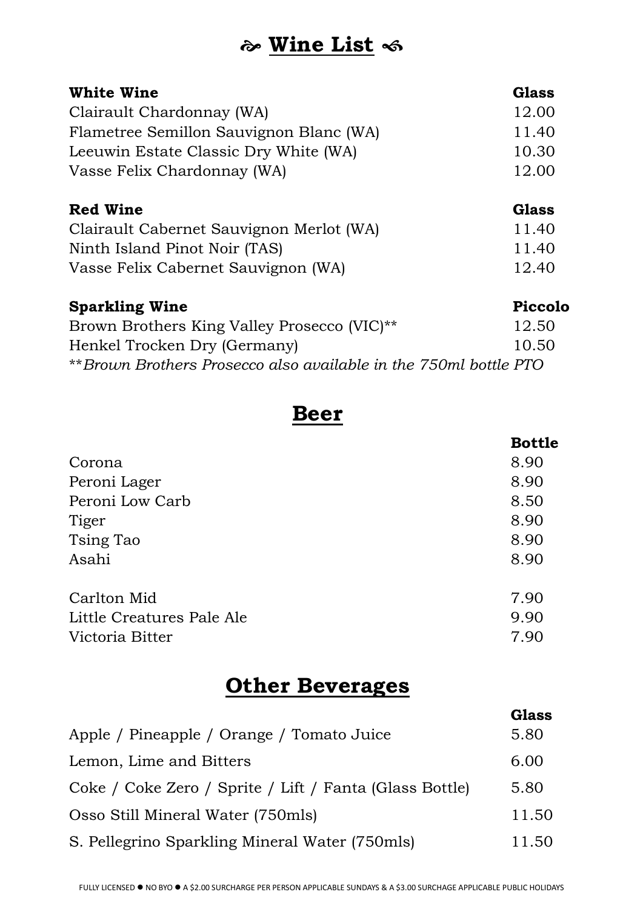# ❧ Wine List ❧

| **White Wine** | **Glass** |
| --- | --- |
| Clairault Chardonnay (WA) | 12.00 |
| Flametree Semillon Sauvignon Blanc (WA) | 11.40 |
| Leeuwin Estate Classic Dry White (WA) | 10.30 |
| Vasse Felix Chardonnay (WA) | 12.00 |

| **Red Wine** | **Glass** |
| --- | --- |
| Clairault Cabernet Sauvignon Merlot (WA) | 11.40 |
| Ninth Island Pinot Noir (TAS) | 11.40 |
| Vasse Felix Cabernet Sauvignon (WA) | 12.40 |

| **Sparkling Wine** | **Piccolo** |
| --- | --- |
| Brown Brothers King Valley Prosecco (VIC)** | 12.50 |
| Henkel Trocken Dry (Germany) | 10.50 |

***Brown Brothers Prosecco also available in the 750ml bottle PTO*

# Beer

| | **Bottle** |
| --- | --- |
| Corona | 8.90 |
| Peroni Lager | 8.90 |
| Peroni Low Carb | 8.50 |
| Tiger | 8.90 |
| Tsing Tao | 8.90 |
| Asahi | 8.90 |
| Carlton Mid | 7.90 |
| Little Creatures Pale Ale | 9.90 |
| Victoria Bitter | 7.90 |

# Other Beverages

| | **Glass** |
| --- | --- |
| Apple / Pineapple / Orange / Tomato Juice | 5.80 |
| Lemon, Lime and Bitters | 6.00 |
| Coke / Coke Zero / Sprite / Lift / Fanta (Glass Bottle) | 5.80 |
| Osso Still Mineral Water (750mls) | 11.50 |
| S. Pellegrino Sparkling Mineral Water (750mls) | 11.50 |

FULLY LICENSED ● NO BYO ● A $2.00 SURCHARGE PER PERSON APPLICABLE SUNDAYS & A $3.00 SURCHAGE APPLICABLE PUBLIC HOLIDAYS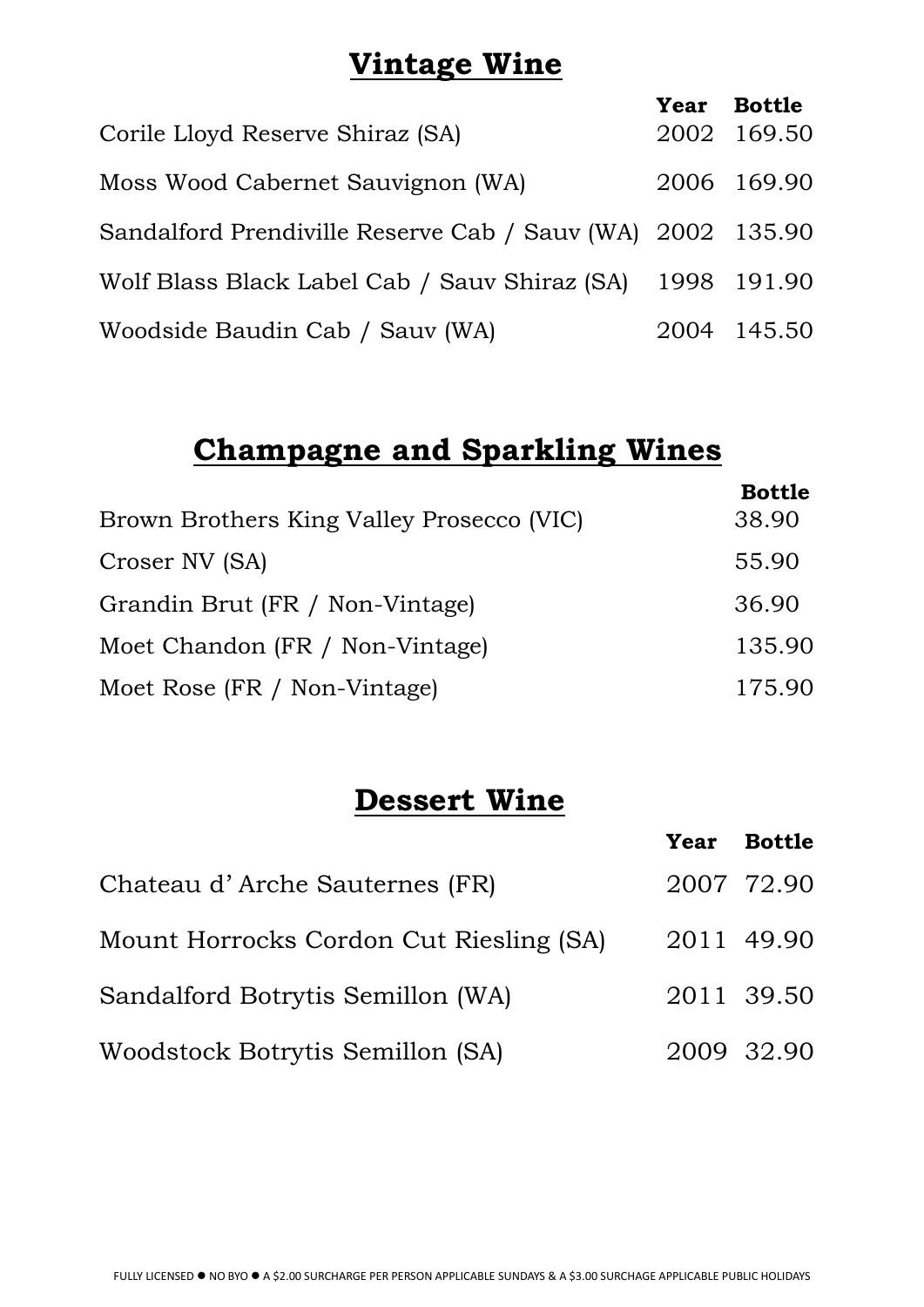## Vintage Wine

| | Year | Bottle |
|---|---|---|
| Corile Lloyd Reserve Shiraz (SA) | 2002 | 169.50 |
| Moss Wood Cabernet Sauvignon (WA) | 2006 | 169.90 |
| Sandalford Prendiville Reserve Cab / Sauv (WA) | 2002 | 135.90 |
| Wolf Blass Black Label Cab / Sauv Shiraz (SA) | 1998 | 191.90 |
| Woodside Baudin Cab / Sauv (WA) | 2004 | 145.50 |

## Champagne and Sparkling Wines

| | Bottle |
|---|---|
| Brown Brothers King Valley Prosecco (VIC) | 38.90 |
| Croser NV (SA) | 55.90 |
| Grandin Brut (FR / Non-Vintage) | 36.90 |
| Moet Chandon (FR / Non-Vintage) | 135.90 |
| Moet Rose (FR / Non-Vintage) | 175.90 |

## Dessert Wine

| | Year | Bottle |
|---|---|---|
| Chateau d' Arche Sauternes (FR) | 2007 | 72.90 |
| Mount Horrocks Cordon Cut Riesling (SA) | 2011 | 49.90 |
| Sandalford Botrytis Semillon (WA) | 2011 | 39.50 |
| Woodstock Botrytis Semillon (SA) | 2009 | 32.90 |

FULLY LICENSED ● NO BYO ● A $2.00 SURCHARGE PER PERSON APPLICABLE SUNDAYS & A $3.00 SURCHAGE APPLICABLE PUBLIC HOLIDAYS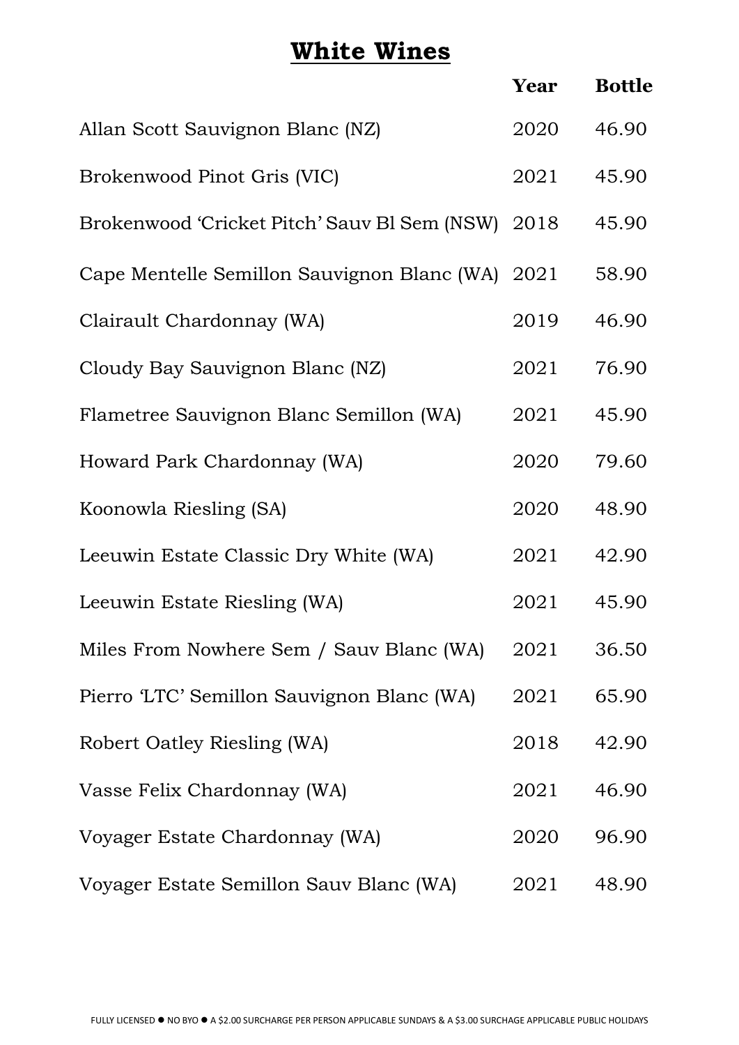# White Wines

| | Year | Bottle |
|---|---|---|
| Allan Scott Sauvignon Blanc (NZ) | 2020 | 46.90 |
| Brokenwood Pinot Gris (VIC) | 2021 | 45.90 |
| Brokenwood 'Cricket Pitch' Sauv Bl Sem (NSW) | 2018 | 45.90 |
| Cape Mentelle Semillon Sauvignon Blanc (WA) | 2021 | 58.90 |
| Clairault Chardonnay (WA) | 2019 | 46.90 |
| Cloudy Bay Sauvignon Blanc (NZ) | 2021 | 76.90 |
| Flametree Sauvignon Blanc Semillon (WA) | 2021 | 45.90 |
| Howard Park Chardonnay (WA) | 2020 | 79.60 |
| Koonowla Riesling (SA) | 2020 | 48.90 |
| Leeuwin Estate Classic Dry White (WA) | 2021 | 42.90 |
| Leeuwin Estate Riesling (WA) | 2021 | 45.90 |
| Miles From Nowhere Sem / Sauv Blanc (WA) | 2021 | 36.50 |
| Pierro 'LTC' Semillon Sauvignon Blanc (WA) | 2021 | 65.90 |
| Robert Oatley Riesling (WA) | 2018 | 42.90 |
| Vasse Felix Chardonnay (WA) | 2021 | 46.90 |
| Voyager Estate Chardonnay (WA) | 2020 | 96.90 |
| Voyager Estate Semillon Sauv Blanc (WA) | 2021 | 48.90 |

FULLY LICENSED ● NO BYO ● A $2.00 SURCHARGE PER PERSON APPLICABLE SUNDAYS & A $3.00 SURCHAGE APPLICABLE PUBLIC HOLIDAYS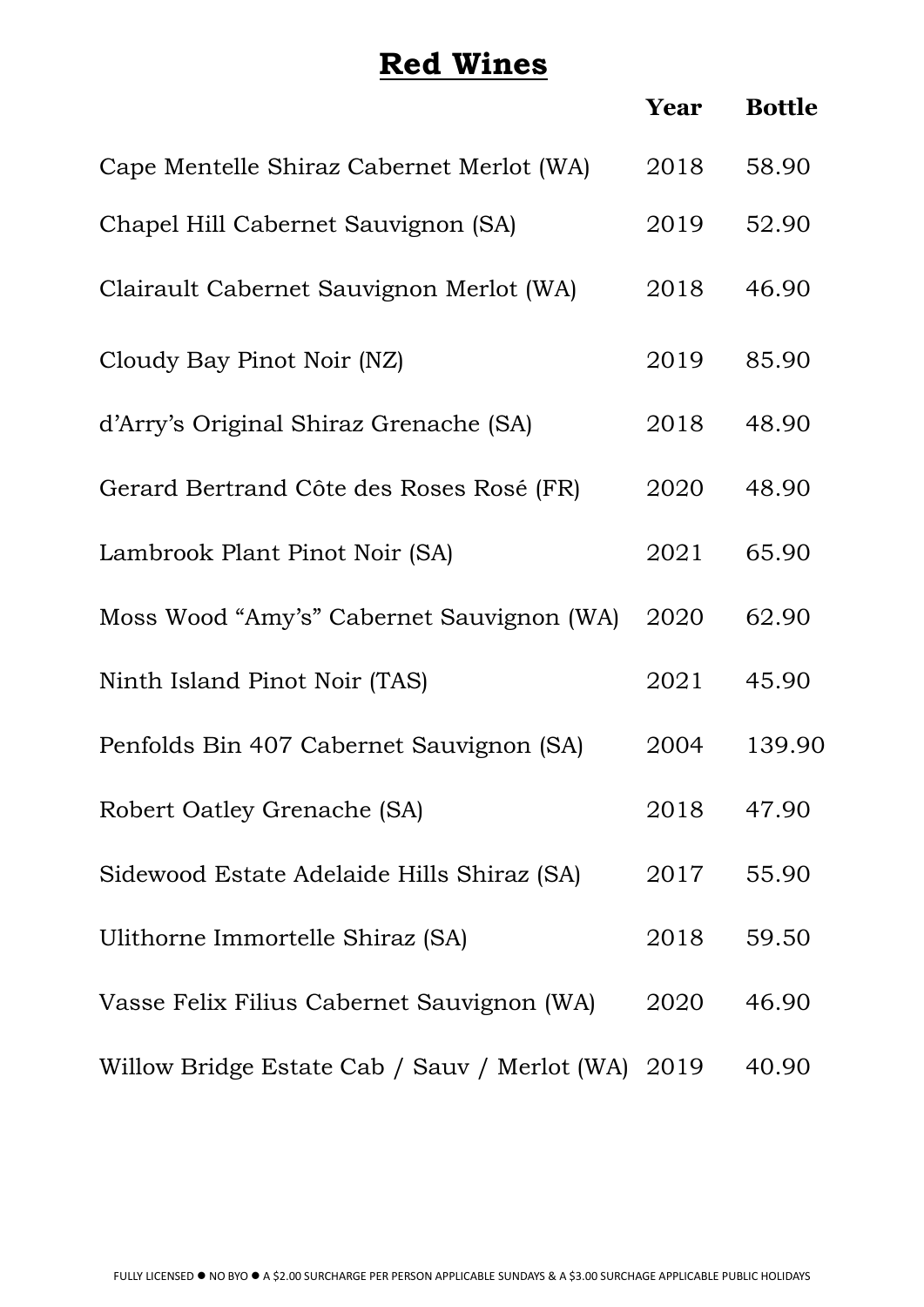# Red Wines

| | Year | Bottle |
|---|---|---|
| Cape Mentelle Shiraz Cabernet Merlot (WA) | 2018 | 58.90 |
| Chapel Hill Cabernet Sauvignon (SA) | 2019 | 52.90 |
| Clairault Cabernet Sauvignon Merlot (WA) | 2018 | 46.90 |
| Cloudy Bay Pinot Noir (NZ) | 2019 | 85.90 |
| d'Arry's Original Shiraz Grenache (SA) | 2018 | 48.90 |
| Gerard Bertrand Côte des Roses Rosé (FR) | 2020 | 48.90 |
| Lambrook Plant Pinot Noir (SA) | 2021 | 65.90 |
| Moss Wood "Amy's" Cabernet Sauvignon (WA) | 2020 | 62.90 |
| Ninth Island Pinot Noir (TAS) | 2021 | 45.90 |
| Penfolds Bin 407 Cabernet Sauvignon (SA) | 2004 | 139.90 |
| Robert Oatley Grenache (SA) | 2018 | 47.90 |
| Sidewood Estate Adelaide Hills Shiraz (SA) | 2017 | 55.90 |
| Ulithorne Immortelle Shiraz (SA) | 2018 | 59.50 |
| Vasse Felix Filius Cabernet Sauvignon (WA) | 2020 | 46.90 |
| Willow Bridge Estate Cab / Sauv / Merlot (WA) | 2019 | 40.90 |

FULLY LICENSED ● NO BYO ● A $2.00 SURCHARGE PER PERSON APPLICABLE SUNDAYS & A $3.00 SURCHAGE APPLICABLE PUBLIC HOLIDAYS